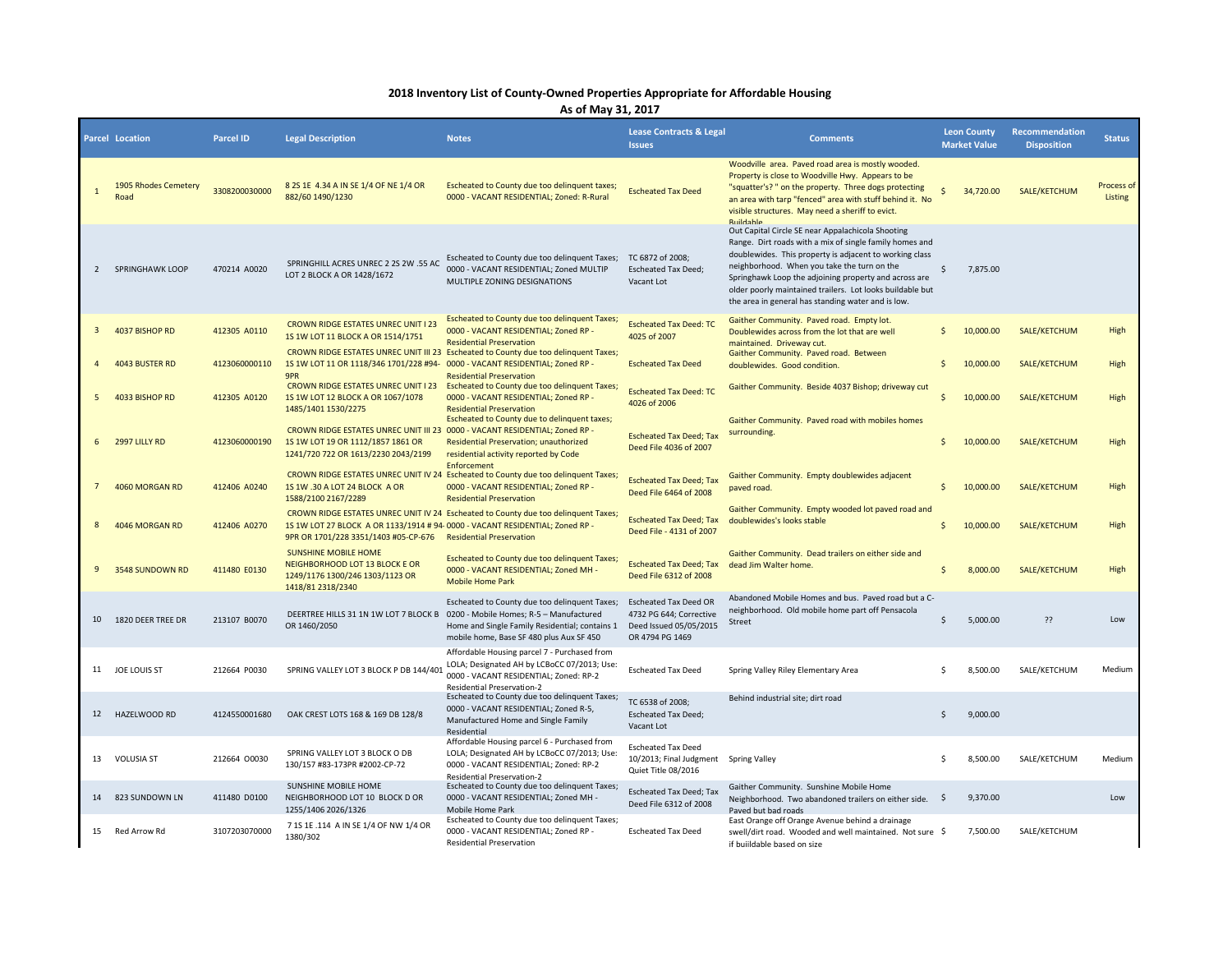# 2018 Inventory List of County-Owned Properties Appropriate for Affordable Housing

## As of May 31, 2017

| Parcel | Location | Parcel ID | Legal Description | Notes | Lease Contracts & Legal Issues | Comments | Leon County Market Value | Recommendation Disposition | Status |
|---|---|---|---|---|---|---|---|---|---|
| 1 | 1905 Rhodes Cemetery Road | 3308200030000 | 8 2S 1E 4.34 A IN SE 1/4 OF NE 1/4 OR 882/60 1490/1230 | Escheated to County due too delinquent taxes; 0000 - VACANT RESIDENTIAL; Zoned: R-Rural | Escheated Tax Deed | Woodville area. Paved road area is mostly wooded. Property is close to Woodville Hwy. Appears to be "squatter's? " on the property. Three dogs protecting an area with tarp "fenced" area with stuff behind it. No visible structures. May need a sheriff to evict. Buildable | $ 34,720.00 | SALE/KETCHUM | Process of Listing |
| 2 | SPRINGHAWK LOOP | 470214 A0020 | SPRINGHILL ACRES UNREC 2 2S 2W .55 AC LOT 2 BLOCK A OR 1428/1672 | Escheated to County due too delinquent Taxes; 0000 - VACANT RESIDENTIAL; Zoned MULTIP MULTIPLE ZONING DESIGNATIONS | TC 6872 of 2008; Escheated Tax Deed; Vacant Lot | Out Capital Circle SE near Appalachicola Shooting Range. Dirt roads with a mix of single family homes and doublewides. This property is adjacent to working class neighborhood. When you take the turn on the Springhawk Loop the adjoining property and across are older poorly maintained trailers. Lot looks buildable but the area in general has standing water and is low. | $ 7,875.00 | | |
| 3 | 4037 BISHOP RD | 412305 A0110 | CROWN RIDGE ESTATES UNREC UNIT I 23 1S 1W LOT 11 BLOCK A OR 1514/1751 | Escheated to County due too delinquent Taxes; 0000 - VACANT RESIDENTIAL; Zoned RP - Residential Preservation | Escheated Tax Deed: TC 4025 of 2007 | Gaither Community. Paved road. Empty lot. Doublewides across from the lot that are well maintained. Driveway cut. | $ 10,000.00 | SALE/KETCHUM | High |
| 4 | 4043 BUSTER RD | 4123060000110 | CROWN RIDGE ESTATES UNREC UNIT III 23 1S 1W LOT 11 OR 1118/346 1701/228 #94-9PR | Escheated to County due too delinquent Taxes; 0000 - VACANT RESIDENTIAL; Zoned RP - Residential Preservation | Escheated Tax Deed | Gaither Community. Paved road. Between doublewides. Good condition. | $ 10,000.00 | SALE/KETCHUM | High |
| 5 | 4033 BISHOP RD | 412305 A0120 | CROWN RIDGE ESTATES UNREC UNIT I 23 1S 1W LOT 12 BLOCK A OR 1067/1078 1485/1401 1530/2275 | Escheated to County due too delinquent Taxes; 0000 - VACANT RESIDENTIAL; Zoned RP - Residential Preservation | Escheated Tax Deed: TC 4026 of 2006 | Gaither Community. Beside 4037 Bishop; driveway cut | $ 10,000.00 | SALE/KETCHUM | High |
| 6 | 2997 LILLY RD | 4123060000190 | CROWN RIDGE ESTATES UNREC UNIT III 23 1S 1W LOT 19 OR 1112/1857 1861 OR 1241/720 722 OR 1613/2230 2043/2199 | Escheated to County due to delinquent taxes; 0000 - VACANT RESIDENTIAL; Zoned RP - Residential Preservation; unauthorized residential activity reported by Code Enforcement | Escheated Tax Deed; Tax Deed File 4036 of 2007 | Gaither Community. Paved road with mobiles homes surrounding. | $ 10,000.00 | SALE/KETCHUM | High |
| 7 | 4060 MORGAN RD | 412406 A0240 | CROWN RIDGE ESTATES UNREC UNIT IV 24 1S 1W .30 A LOT 24 BLOCK A OR 1588/2100 2167/2289 | Escheated to County due too delinquent Taxes; 0000 - VACANT RESIDENTIAL; Zoned RP - Residential Preservation | Escheated Tax Deed; Tax Deed File 6464 of 2008 | Gaither Community. Empty doublewides adjacent paved road. | $ 10,000.00 | SALE/KETCHUM | High |
| 8 | 4046 MORGAN RD | 412406 A0270 | CROWN RIDGE ESTATES UNREC UNIT IV 24 1S 1W LOT 27 BLOCK A OR 1133/1914 # 94-9PR OR 1701/228 3351/1403 #05-CP-676 | Escheated to County due too delinquent Taxes; 0000 - VACANT RESIDENTIAL; Zoned RP - Residential Preservation | Escheated Tax Deed; Tax Deed File - 4131 of 2007 | Gaither Community. Empty wooded lot paved road and doublewides's looks stable | $ 10,000.00 | SALE/KETCHUM | High |
| 9 | 3548 SUNDOWN RD | 411480 E0130 | SUNSHINE MOBILE HOME NEIGHBORHOOD LOT 13 BLOCK E OR 1249/1176 1300/246 1303/1123 OR 1418/81 2318/2340 | Escheated to County due too delinquent Taxes; 0000 - VACANT RESIDENTIAL; Zoned MH - Mobile Home Park | Escheated Tax Deed; Tax Deed File 6312 of 2008 | Gaither Community. Dead trailers on either side and dead Jim Walter home. | $ 8,000.00 | SALE/KETCHUM | High |
| 10 | 1820 DEER TREE DR | 213107 B0070 | DEERTREE HILLS 31 1N 1W LOT 7 BLOCK B OR 1460/2050 | Escheated to County due too delinquent Taxes; 0200 - Mobile Homes; R-5 – Manufactured Home and Single Family Residential; contains 1 mobile home, Base SF 480 plus Aux SF 450 | Escheated Tax Deed OR 4732 PG 644; Corrective Deed Issued 05/05/2015 OR 4794 PG 1469 | Abandoned Mobile Homes and bus. Paved road but a C-neighborhood. Old mobile home part off Pensacola Street | $ 5,000.00 | ?? | Low |
| 11 | JOE LOUIS ST | 212664 P0030 | SPRING VALLEY LOT 3 BLOCK P DB 144/401 | Affordable Housing parcel 7 - Purchased from LOLA; Designated AH by LCBoCC 07/2013; Use: 0000 - VACANT RESIDENTIAL; Zoned: RP-2 Residential Preservation-2 | Escheated Tax Deed | Spring Valley Riley Elementary Area | $ 8,500.00 | SALE/KETCHUM | Medium |
| 12 | HAZELWOOD RD | 4124550001680 | OAK CREST LOTS 168 & 169 DB 128/8 | Escheated to County due too delinquent Taxes; 0000 - VACANT RESIDENTIAL; Zoned R-5, Manufactured Home and Single Family Residential | TC 6538 of 2008; Escheated Tax Deed; Vacant Lot | Behind industrial site; dirt road | $ 9,000.00 | | |
| 13 | VOLUSIA ST | 212664 O0030 | SPRING VALLEY LOT 3 BLOCK O DB 130/157 #83-173PR #2002-CP-72 | Affordable Housing parcel 6 - Purchased from LOLA; Designated AH by LCBoCC 07/2013; Use: 0000 - VACANT RESIDENTIAL; Zoned: RP-2 Residential Preservation-2 | Escheated Tax Deed 10/2013; Final Judgment Quiet Title 08/2016 | Spring Valley | $ 8,500.00 | SALE/KETCHUM | Medium |
| 14 | 823 SUNDOWN LN | 411480 D0100 | SUNSHINE MOBILE HOME NEIGHBORHOOD LOT 10 BLOCK D OR 1255/1406 2026/1326 | Escheated to County due too delinquent Taxes; 0000 - VACANT RESIDENTIAL; Zoned MH - Mobile Home Park | Escheated Tax Deed; Tax Deed File 6312 of 2008 | Gaither Community. Sunshine Mobile Home Neighborhood. Two abandoned trailers on either side. Paved but bad roads | $ 9,370.00 | | Low |
| 15 | Red Arrow Rd | 3107203070000 | 7 1S 1E .114 A IN SE 1/4 OF NW 1/4 OR 1380/302 | Escheated to County due too delinquent Taxes; 0000 - VACANT RESIDENTIAL; Zoned RP - Residential Preservation | Escheated Tax Deed | East Orange off Orange Avenue behind a drainage swell/dirt road. Wooded and well maintained. Not sure if buiildable based on size | $ 7,500.00 | SALE/KETCHUM | |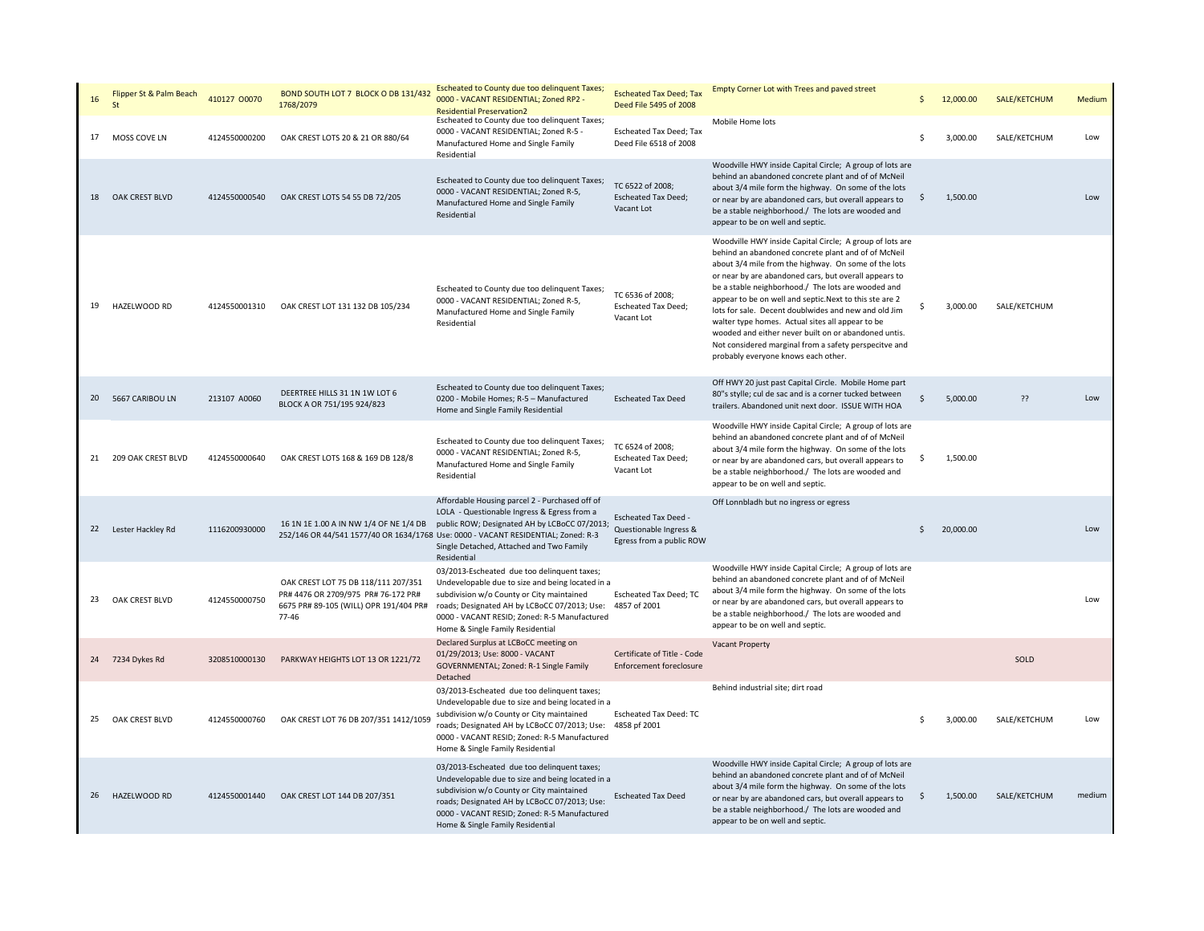| | | | | | | | | | |
|---|---|---|---|---|---|---|---|---|---|
| 16 | Flipper St & Palm Beach St | 410127 O0070 | BOND SOUTH LOT 7 BLOCK O DB 131/432 1768/2079 | Escheated to County due too delinquent Taxes; 0000 - VACANT RESIDENTIAL; Zoned RP2 - Residential Preservation2 | Escheated Tax Deed; Tax Deed File 5495 of 2008 | Empty Corner Lot with Trees and paved street | $ 12,000.00 | SALE/KETCHUM | Medium |
| 17 | MOSS COVE LN | 4124550000200 | OAK CREST LOTS 20 & 21 OR 880/64 | Escheated to County due too delinquent Taxes; 0000 - VACANT RESIDENTIAL; Zoned R-5 - Manufactured Home and Single Family Residential | Escheated Tax Deed; Tax Deed File 6518 of 2008 | Mobile Home lots | $ 3,000.00 | SALE/KETCHUM | Low |
| 18 | OAK CREST BLVD | 4124550000540 | OAK CREST LOTS 54 55 DB 72/205 | Escheated to County due too delinquent Taxes; 0000 - VACANT RESIDENTIAL; Zoned R-5, Manufactured Home and Single Family Residential | TC 6522 of 2008; Escheated Tax Deed; Vacant Lot | Woodville HWY inside Capital Circle; A group of lots are behind an abandoned concrete plant and of of McNeil about 3/4 mile form the highway. On some of the lots or near by are abandoned cars, but overall appears to be a stable neighborhood./ The lots are wooded and appear to be on well and septic. | $ 1,500.00 | | Low |
| 19 | HAZELWOOD RD | 4124550001310 | OAK CREST LOT 131 132 DB 105/234 | Escheated to County due too delinquent Taxes; 0000 - VACANT RESIDENTIAL; Zoned R-5, Manufactured Home and Single Family Residential | TC 6536 of 2008; Escheated Tax Deed; Vacant Lot | Woodville HWY inside Capital Circle; A group of lots are behind an abandoned concrete plant and of of McNeil about 3/4 mile from the highway. On some of the lots or near by are abandoned cars, but overall appears to be a stable neighborhood./ The lots are wooded and appear to be on well and septic.Next to this ste are 2 lots for sale. Decent doublwides and new and old Jim walter type homes. Actual sites all appear to be wooded and either never built on or abandoned untis. Not considered marginal from a safety perspecitve and probably everyone knows each other. | $ 3,000.00 | SALE/KETCHUM | |
| 20 | 5667 CARIBOU LN | 213107 A0060 | DEERTREE HILLS 31 1N 1W LOT 6 BLOCK A OR 751/195 924/823 | Escheated to County due too delinquent Taxes; 0200 - Mobile Homes; R-5 – Manufactured Home and Single Family Residential | Escheated Tax Deed | Off HWY 20 just past Capital Circle. Mobile Home part 80"s stylle; cul de sac and is a corner tucked between trailers. Abandoned unit next door. ISSUE WITH HOA | $ 5,000.00 | ?? | Low |
| 21 | 209 OAK CREST BLVD | 4124550000640 | OAK CREST LOTS 168 & 169 DB 128/8 | Escheated to County due too delinquent Taxes; 0000 - VACANT RESIDENTIAL; Zoned R-5, Manufactured Home and Single Family Residential | TC 6524 of 2008; Escheated Tax Deed; Vacant Lot | Woodville HWY inside Capital Circle; A group of lots are behind an abandoned concrete plant and of of McNeil about 3/4 mile form the highway. On some of the lots or near by are abandoned cars, but overall appears to be a stable neighborhood./ The lots are wooded and appear to be on well and septic. | $ 1,500.00 | | |
| 22 | Lester Hackley Rd | 1116200930000 | 16 1N 1E 1.00 A IN NW 1/4 OF NE 1/4 DB 252/146 OR 44/541 1577/40 OR 1634/1768 | Affordable Housing parcel 2 - Purchased off of LOLA - Questionable Ingress & Egress from a public ROW; Designated AH by LCBoCC 07/2013; Use: 0000 - VACANT RESIDENTIAL; Zoned: R-3 Single Detached, Attached and Two Family Residential | Escheated Tax Deed - Questionable Ingress & Egress from a public ROW | Off Lonnbladh but no ingress or egress | $ 20,000.00 | | Low |
| 23 | OAK CREST BLVD | 4124550000750 | OAK CREST LOT 75 DB 118/111 207/351 PR# 4476 OR 2709/975 PR# 76-172 PR# 6675 PR# 89-105 (WILL) OPR 191/404 PR# 77-46 | 03/2013-Escheated due too delinquent taxes; Undevelopable due to size and being located in a subdivision w/o County or City maintained roads; Designated AH by LCBoCC 07/2013; Use: 0000 - VACANT RESID; Zoned: R-5 Manufactured Home & Single Family Residential | Escheated Tax Deed; TC 4857 of 2001 | Woodville HWY inside Capital Circle; A group of lots are behind an abandoned concrete plant and of of McNeil about 3/4 mile form the highway. On some of the lots or near by are abandoned cars, but overall appears to be a stable neighborhood./ The lots are wooded and appear to be on well and septic. | | | Low |
| 24 | 7234 Dykes Rd | 3208510000130 | PARKWAY HEIGHTS LOT 13 OR 1221/72 | Declared Surplus at LCBoCC meeting on 01/29/2013; Use: 8000 - VACANT GOVERNMENTAL; Zoned: R-1 Single Family Detached | Certificate of Title - Code Enforcement foreclosure | Vacant Property | | SOLD | |
| 25 | OAK CREST BLVD | 4124550000760 | OAK CREST LOT 76 DB 207/351 1412/1059 | 03/2013-Escheated due too delinquent taxes; Undevelopable due to size and being located in a subdivision w/o County or City maintained roads; Designated AH by LCBoCC 07/2013; Use: 0000 - VACANT RESID; Zoned: R-5 Manufactured Home & Single Family Residential | Escheated Tax Deed: TC 4858 pf 2001 | Behind industrial site; dirt road | $ 3,000.00 | SALE/KETCHUM | Low |
| 26 | HAZELWOOD RD | 4124550001440 | OAK CREST LOT 144 DB 207/351 | 03/2013-Escheated due too delinquent taxes; Undevelopable due to size and being located in a subdivision w/o County or City maintained roads; Designated AH by LCBoCC 07/2013; Use: 0000 - VACANT RESID; Zoned: R-5 Manufactured Home & Single Family Residential | Escheated Tax Deed | Woodville HWY inside Capital Circle; A group of lots are behind an abandoned concrete plant and of of McNeil about 3/4 mile form the highway. On some of the lots or near by are abandoned cars, but overall appears to be a stable neighborhood./ The lots are wooded and appear to be on well and septic. | $ 1,500.00 | SALE/KETCHUM | medium |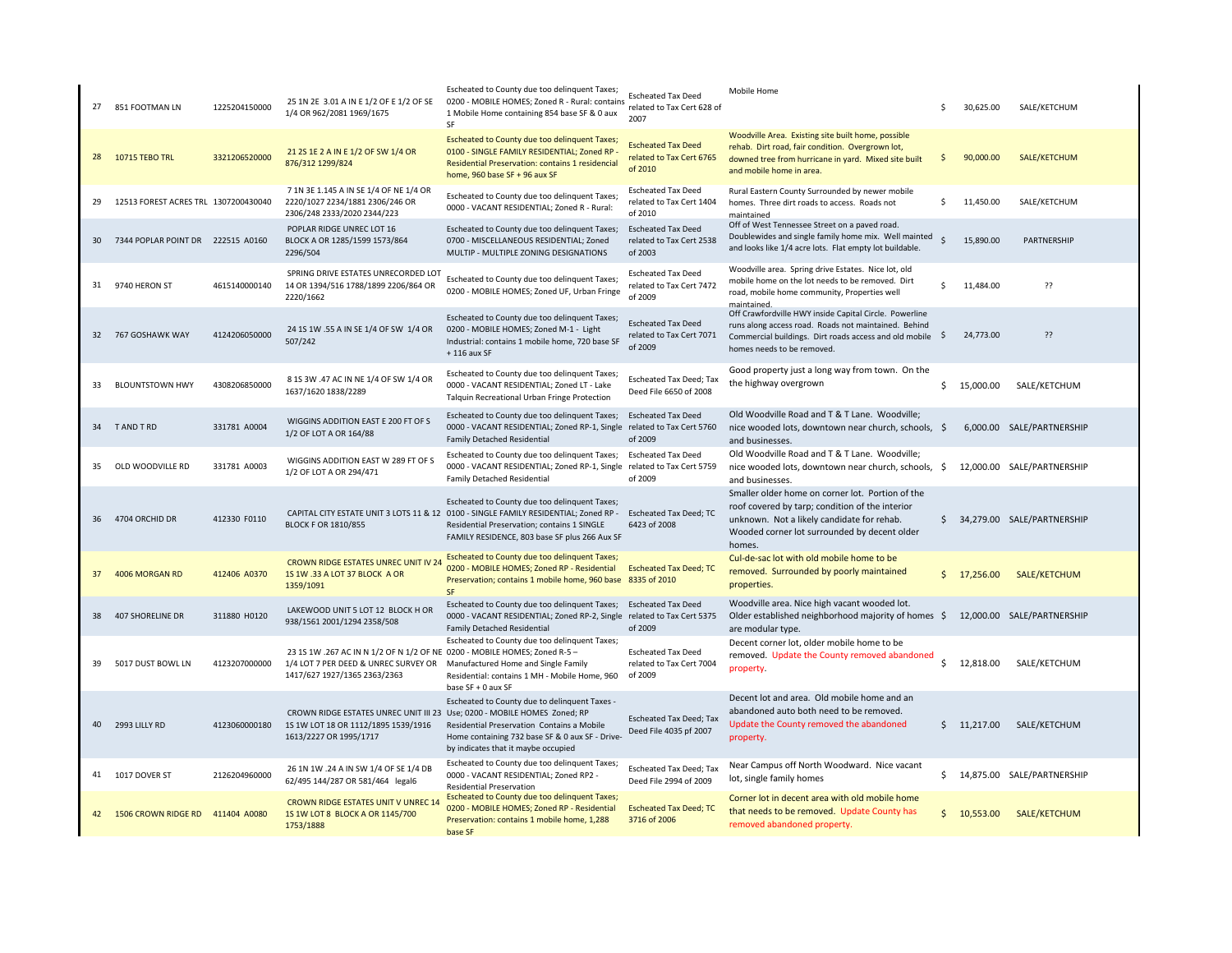| | | | | | | | | |
|---|---|---|---|---|---|---|---|---|
| 27 | 851 FOOTMAN LN | 1225204150000 | 25 1N 2E 3.01 A IN E 1/2 OF E 1/2 OF SE 1/4 OR 962/2081 1969/1675 | Escheated to County due too delinquent Taxes; 0200 - MOBILE HOMES; Zoned R - Rural: contains 1 Mobile Home containing 854 base SF & 0 aux SF | Escheated Tax Deed related to Tax Cert 628 of 2007 | Mobile Home | $ 30,625.00 | SALE/KETCHUM |
| 28 | 10715 TEBO TRL | 3321206520000 | 21 2S 1E 2 A IN E 1/2 OF SW 1/4 OR 876/312 1299/824 | Escheated to County due too delinquent Taxes; 0100 - SINGLE FAMILY RESIDENTIAL; Zoned RP - Residential Preservation: contains 1 residencial home, 960 base SF + 96 aux SF | Escheated Tax Deed related to Tax Cert 6765 of 2010 | Woodville Area. Existing site built home, possible rehab. Dirt road, fair condition. Overgrown lot, downed tree from hurricane in yard. Mixed site built and mobile home in area. | $ 90,000.00 | SALE/KETCHUM |
| 29 | 12513 FOREST ACRES TRL | 1307200430040 | 7 1N 3E 1.145 A IN SE 1/4 OF NE 1/4 OR 2220/1027 2234/1881 2306/246 OR 2306/248 2333/2020 2344/223 | Escheated to County due too delinquent Taxes; 0000 - VACANT RESIDENTIAL; Zoned R - Rural: | Escheated Tax Deed related to Tax Cert 1404 of 2010 | Rural Eastern County Surrounded by newer mobile homes. Three dirt roads to access. Roads not maintained | $ 11,450.00 | SALE/KETCHUM |
| 30 | 7344 POPLAR POINT DR | 222515 A0160 | POPLAR RIDGE UNREC LOT 16 BLOCK A OR 1285/1599 1573/864 2296/504 | Escheated to County due too delinquent Taxes; 0700 - MISCELLANEOUS RESIDENTIAL; Zoned MULTIP - MULTIPLE ZONING DESIGNATIONS | Escheated Tax Deed related to Tax Cert 2538 of 2003 | Off of West Tennessee Street on a paved road. Doublewides and single family home mix. Well mainted and looks like 1/4 acre lots. Flat empty lot buildable. | $ 15,890.00 | PARTNERSHIP |
| 31 | 9740 HERON ST | 4615140000140 | SPRING DRIVE ESTATES UNRECORDED LOT 14 OR 1394/516 1788/1899 2206/864 OR 2220/1662 | Escheated to County due too delinquent Taxes; 0200 - MOBILE HOMES; Zoned UF, Urban Fringe | Escheated Tax Deed related to Tax Cert 7472 of 2009 | Woodville area. Spring drive Estates. Nice lot, old mobile home on the lot needs to be removed. Dirt road, mobile home community, Properties well maintained. | $ 11,484.00 | ?? |
| 32 | 767 GOSHAWK WAY | 4124206050000 | 24 1S 1W .55 A IN SE 1/4 OF SW 1/4 OR 507/242 | Escheated to County due too delinquent Taxes; 0200 - MOBILE HOMES; Zoned M-1 - Light Industrial: contains 1 mobile home, 720 base SF + 116 aux SF | Escheated Tax Deed related to Tax Cert 7071 of 2009 | Off Crawfordville HWY inside Capital Circle. Powerline runs along access road. Roads not maintained. Behind Commercial buildings. Dirt roads access and old mobile homes needs to be removed. | $ 24,773.00 | ?? |
| 33 | BLOUNTSTOWN HWY | 4308206850000 | 8 1S 3W .47 AC IN NE 1/4 OF SW 1/4 OR 1637/1620 1838/2289 | Escheated to County due too delinquent Taxes; 0000 - VACANT RESIDENTIAL; Zoned LT - Lake Talquin Recreational Urban Fringe Protection | Escheated Tax Deed; Tax Deed File 6650 of 2008 | Good property just a long way from town. On the the highway overgrown | $ 15,000.00 | SALE/KETCHUM |
| 34 | T AND T RD | 331781 A0004 | WIGGINS ADDITION EAST E 200 FT OF S 1/2 OF LOT A OR 164/88 | Escheated to County due too delinquent Taxes; 0000 - VACANT RESIDENTIAL; Zoned RP-1, Single Family Detached Residential | Escheated Tax Deed related to Tax Cert 5760 of 2009 | Old Woodville Road and T & T Lane. Woodville; nice wooded lots, downtown near church, schools, and businesses. | $ 6,000.00 | SALE/PARTNERSHIP |
| 35 | OLD WOODVILLE RD | 331781 A0003 | WIGGINS ADDITION EAST W 289 FT OF S 1/2 OF LOT A OR 294/471 | Escheated to County due too delinquent Taxes; 0000 - VACANT RESIDENTIAL; Zoned RP-1, Single Family Detached Residential | Escheated Tax Deed related to Tax Cert 5759 of 2009 | Old Woodville Road and T & T Lane. Woodville; nice wooded lots, downtown near church, schools, and businesses. | $ 12,000.00 | SALE/PARTNERSHIP |
| 36 | 4704 ORCHID DR | 412330 F0110 | CAPITAL CITY ESTATE UNIT 3 LOTS 11 & 12 BLOCK F OR 1810/855 | Escheated to County due too delinquent Taxes; 0100 - SINGLE FAMILY RESIDENTIAL; Zoned RP - Residential Preservation; contains 1 SINGLE FAMILY RESIDENCE, 803 base SF plus 266 Aux SF | Escheated Tax Deed; TC 6423 of 2008 | Smaller older home on corner lot. Portion of the roof covered by tarp; condition of the interior unknown. Not a likely candidate for rehab. Wooded corner lot surrounded by decent older homes. | $ 34,279.00 | SALE/PARTNERSHIP |
| 37 | 4006 MORGAN RD | 412406 A0370 | CROWN RIDGE ESTATES UNREC UNIT IV 24 1S 1W .33 A LOT 37 BLOCK A OR 1359/1091 | Escheated to County due too delinquent Taxes; 0200 - MOBILE HOMES; Zoned RP - Residential Preservation; contains 1 mobile home, 960 base SF | Escheated Tax Deed; TC 8335 of 2010 | Cul-de-sac lot with old mobile home to be removed. Surrounded by poorly maintained properties. | $ 17,256.00 | SALE/KETCHUM |
| 38 | 407 SHORELINE DR | 311880 H0120 | LAKEWOOD UNIT 5 LOT 12 BLOCK H OR 938/1561 2001/1294 2358/508 | Escheated to County due too delinquent Taxes; 0000 - VACANT RESIDENTIAL; Zoned RP-2, Single Family Detached Residential | Escheated Tax Deed related to Tax Cert 5375 of 2009 | Woodville area. Nice high vacant wooded lot. Older established neighborhood majority of homes are modular type. | $ 12,000.00 | SALE/PARTNERSHIP |
| 39 | 5017 DUST BOWL LN | 4123207000000 | 23 1S 1W .267 AC IN N 1/2 OF N 1/2 OF NE 1/4 LOT 7 PER DEED & UNREC SURVEY OR 1417/627 1927/1365 2363/2363 | Escheated to County due too delinquent Taxes; 0200 - MOBILE HOMES; Zoned R-5 – Manufactured Home and Single Family Residential: contains 1 MH - Mobile Home, 960 base SF + 0 aux SF | Escheated Tax Deed related to Tax Cert 7004 of 2009 | Decent corner lot, older mobile home to be removed. Update the County removed abandoned property. | $ 12,818.00 | SALE/KETCHUM |
| 40 | 2993 LILLY RD | 4123060000180 | CROWN RIDGE ESTATES UNREC UNIT III 23 1S 1W LOT 18 OR 1112/1895 1539/1916 1613/2227 OR 1995/1717 | Escheated to County due to delinquent Taxes - Use; 0200 - MOBILE HOMES Zoned; RP Residential Preservation Contains a Mobile Home containing 732 base SF & 0 aux SF - Drive-by indicates that it maybe occupied | Escheated Tax Deed; Tax Deed File 4035 pf 2007 | Decent lot and area. Old mobile home and an abandoned auto both need to be removed. Update the County removed the abandoned property. | $ 11,217.00 | SALE/KETCHUM |
| 41 | 1017 DOVER ST | 2126204960000 | 26 1N 1W .24 A IN SW 1/4 OF SE 1/4 DB 62/495 144/287 OR 581/464 legal6 | Escheated to County due too delinquent Taxes; 0000 - VACANT RESIDENTIAL; Zoned RP2 - Residential Preservation | Escheated Tax Deed; Tax Deed File 2994 of 2009 | Near Campus off North Woodward. Nice vacant lot, single family homes | $ 14,875.00 | SALE/PARTNERSHIP |
| 42 | 1506 CROWN RIDGE RD | 411404 A0080 | CROWN RIDGE ESTATES UNIT V UNREC 14 1S 1W LOT 8 BLOCK A OR 1145/700 1753/1888 | Escheated to County due too delinquent Taxes; 0200 - MOBILE HOMES; Zoned RP - Residential Preservation: contains 1 mobile home, 1,288 base SF | Escheated Tax Deed; TC 3716 of 2006 | Corner lot in decent area with old mobile home that needs to be removed. Update County has removed abandoned property. | $ 10,553.00 | SALE/KETCHUM |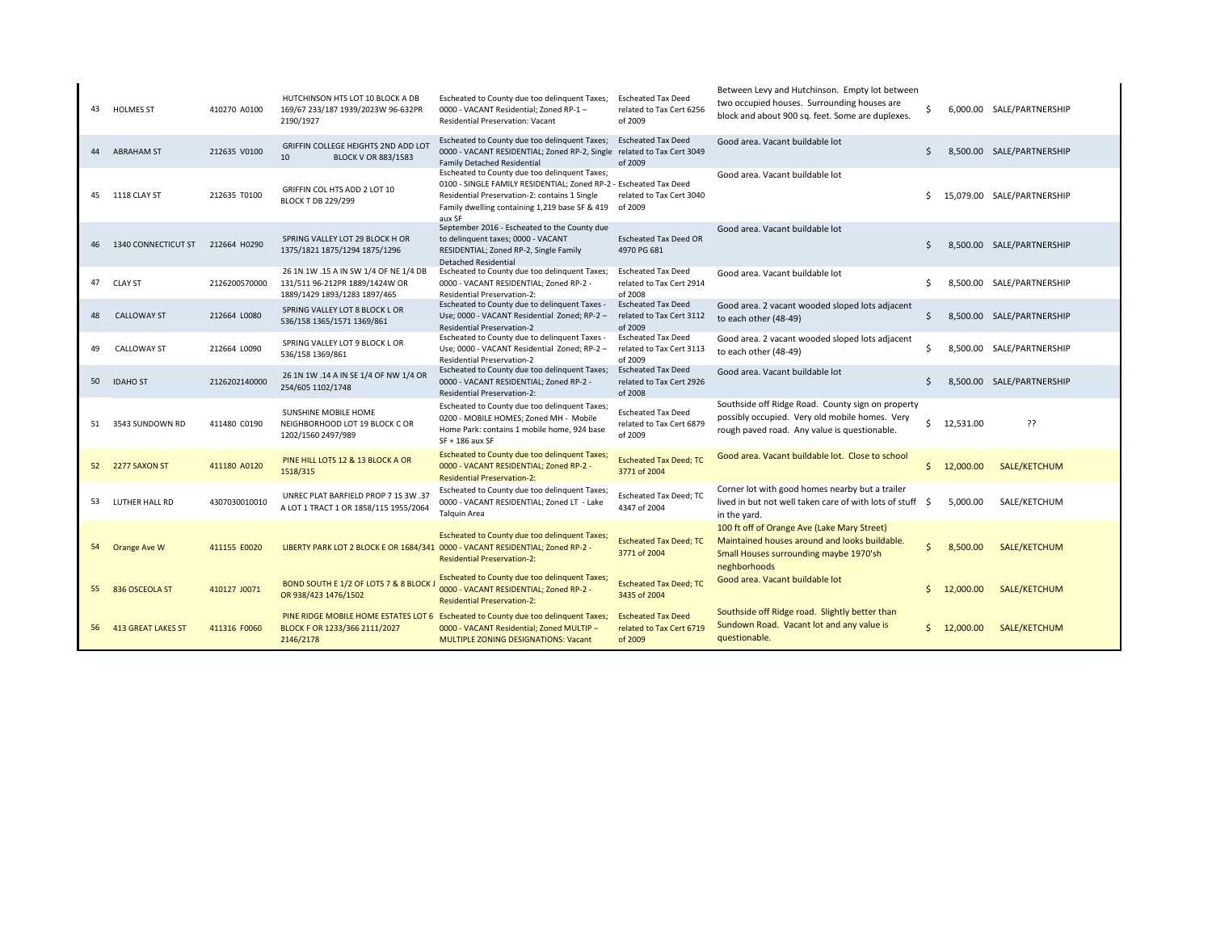| | | | | | | | | |
|---|---|---|---|---|---|---|---|---|
| 43 | HOLMES ST | 410270 A0100 | HUTCHINSON HTS LOT 10 BLOCK A DB 169/67 233/187 1939/2023W 96-632PR 2190/1927 | Escheated to County due too delinquent Taxes; 0000 - VACANT Residential; Zoned RP-1 – Residential Preservation: Vacant | Escheated Tax Deed related to Tax Cert 6256 of 2009 | Between Levy and Hutchinson. Empty lot between two occupied houses. Surrounding houses are block and about 900 sq. feet. Some are duplexes. | $ 6,000.00 | SALE/PARTNERSHIP |
| 44 | ABRAHAM ST | 212635 V0100 | GRIFFIN COLLEGE HEIGHTS 2ND ADD LOT 10 BLOCK V OR 883/1583 | Escheated to County due too delinquent Taxes; 0000 - VACANT RESIDENTIAL; Zoned RP-2, Single Family Detached Residential | Escheated Tax Deed related to Tax Cert 3049 of 2009 | Good area. Vacant buildable lot | $ 8,500.00 | SALE/PARTNERSHIP |
| 45 | 1118 CLAY ST | 212635 T0100 | GRIFFIN COL HTS ADD 2 LOT 10 BLOCK T DB 229/299 | Escheated to County due too delinquent Taxes; 0100 - SINGLE FAMILY RESIDENTIAL; Zoned RP-2 - Residential Preservation-2: contains 1 Single Family dwelling containing 1,219 base SF & 419 aux SF | Escheated Tax Deed related to Tax Cert 3040 of 2009 | Good area. Vacant buildable lot | $ 15,079.00 | SALE/PARTNERSHIP |
| 46 | 1340 CONNECTICUT ST | 212664 H0290 | SPRING VALLEY LOT 29 BLOCK H OR 1375/1821 1875/1294 1875/1296 | September 2016 - Escheated to the County due to delinquent taxes; 0000 - VACANT RESIDENTIAL; Zoned RP-2, Single Family Detached Residential | Escheated Tax Deed OR 4970 PG 681 | Good area. Vacant buildable lot | $ 8,500.00 | SALE/PARTNERSHIP |
| 47 | CLAY ST | 2126200570000 | 26 1N 1W .15 A IN SW 1/4 OF NE 1/4 DB 131/511 96-212PR 1889/1424W OR 1889/1429 1893/1283 1897/465 | Escheated to County due too delinquent Taxes; 0000 - VACANT RESIDENTIAL; Zoned RP-2 - Residential Preservation-2: | Escheated Tax Deed related to Tax Cert 2914 of 2008 | Good area. Vacant buildable lot | $ 8,500.00 | SALE/PARTNERSHIP |
| 48 | CALLOWAY ST | 212664 L0080 | SPRING VALLEY LOT 8 BLOCK L OR 536/158 1365/1571 1369/861 | Escheated to County due to delinquent Taxes - Use; 0000 - VACANT Residential Zoned; RP-2 – Residential Preservation-2 | Escheated Tax Deed related to Tax Cert 3112 of 2009 | Good area. 2 vacant wooded sloped lots adjacent to each other (48-49) | $ 8,500.00 | SALE/PARTNERSHIP |
| 49 | CALLOWAY ST | 212664 L0090 | SPRING VALLEY LOT 9 BLOCK L OR 536/158 1369/861 | Escheated to County due to delinquent Taxes - Use; 0000 - VACANT Residential Zoned; RP-2 – Residential Preservation-2 | Escheated Tax Deed related to Tax Cert 3113 of 2009 | Good area. 2 vacant wooded sloped lots adjacent to each other (48-49) | $ 8,500.00 | SALE/PARTNERSHIP |
| 50 | IDAHO ST | 2126202140000 | 26 1N 1W .14 A IN SE 1/4 OF NW 1/4 OR 254/605 1102/1748 | Escheated to County due too delinquent Taxes; 0000 - VACANT RESIDENTIAL; Zoned RP-2 - Residential Preservation-2: | Escheated Tax Deed related to Tax Cert 2926 of 2008 | Good area. Vacant buildable lot | $ 8,500.00 | SALE/PARTNERSHIP |
| 51 | 3543 SUNDOWN RD | 411480 C0190 | SUNSHINE MOBILE HOME NEIGHBORHOOD LOT 19 BLOCK C OR 1202/1560 2497/989 | Escheated to County due too delinquent Taxes; 0200 - MOBILE HOMES; Zoned MH - Mobile Home Park: contains 1 mobile home, 924 base SF + 186 aux SF | Escheated Tax Deed related to Tax Cert 6879 of 2009 | Southside off Ridge Road. County sign on property possibly occupied. Very old mobile homes. Very rough paved road. Any value is questionable. | $ 12,531.00 | ?? |
| 52 | 2277 SAXON ST | 411180 A0120 | PINE HILL LOTS 12 & 13 BLOCK A OR 1518/315 | Escheated to County due too delinquent Taxes; 0000 - VACANT RESIDENTIAL; Zoned RP-2 - Residential Preservation-2: | Escheated Tax Deed; TC 3771 of 2004 | Good area. Vacant buildable lot. Close to school | $ 12,000.00 | SALE/KETCHUM |
| 53 | LUTHER HALL RD | 4307030010010 | UNREC PLAT BARFIELD PROP 7 1S 3W .37 A LOT 1 TRACT 1 OR 1858/115 1955/2064 | Escheated to County due too delinquent Taxes; 0000 - VACANT RESIDENTIAL; Zoned LT - Lake Talquin Area | Escheated Tax Deed; TC 4347 of 2004 | Corner lot with good homes nearby but a trailer lived in but not well taken care of with lots of stuff in the yard. | $ 5,000.00 | SALE/KETCHUM |
| 54 | Orange Ave W | 411155 E0020 | LIBERTY PARK LOT 2 BLOCK E OR 1684/341 | Escheated to County due too delinquent Taxes; 0000 - VACANT RESIDENTIAL; Zoned RP-2 - Residential Preservation-2: | Escheated Tax Deed; TC 3771 of 2004 | 100 ft off of Orange Ave (Lake Mary Street) Maintained houses around and looks buildable. Small Houses surrounding maybe 1970'sh neghborhoods | $ 8,500.00 | SALE/KETCHUM |
| 55 | 836 OSCEOLA ST | 410127 J0071 | BOND SOUTH E 1/2 OF LOTS 7 & 8 BLOCK J OR 938/423 1476/1502 | Escheated to County due too delinquent Taxes; 0000 - VACANT RESIDENTIAL; Zoned RP-2 - Residential Preservation-2: | Escheated Tax Deed; TC 3435 of 2004 | Good area. Vacant buildable lot | $ 12,000.00 | SALE/KETCHUM |
| 56 | 413 GREAT LAKES ST | 411316 F0060 | PINE RIDGE MOBILE HOME ESTATES LOT 6 BLOCK F OR 1233/366 2111/2027 2146/2178 | Escheated to County due too delinquent Taxes; 0000 - VACANT Residential; Zoned MULTIP – MULTIPLE ZONING DESIGNATIONS: Vacant | Escheated Tax Deed related to Tax Cert 6719 of 2009 | Southside off Ridge road. Slightly better than Sundown Road. Vacant lot and any value is questionable. | $ 12,000.00 | SALE/KETCHUM |